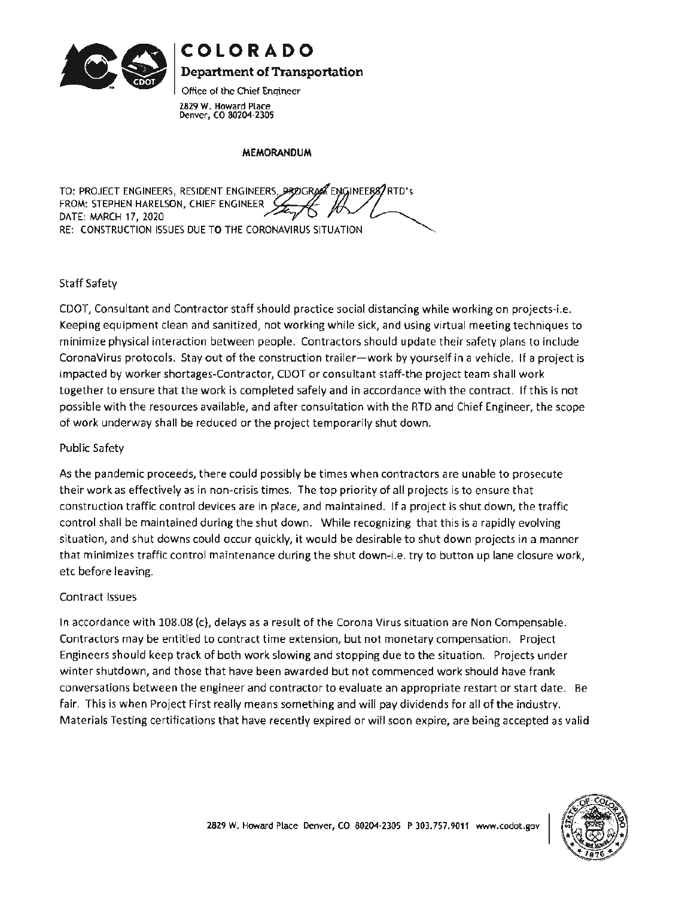# COLORADO

**Department of Transportation**

Office of the Chief Engineer

2829 W. Howard Place
Denver, CO 80204-2305

**MEMORANDUM**

TO: PROJECT ENGINEERS, RESIDENT ENGINEERS, PROGRAM ENGINEERS, RTD's
FROM: STEPHEN HARELSON, CHIEF ENGINEER
DATE: MARCH 17, 2020
RE: CONSTRUCTION ISSUES DUE TO THE CORONAVIRUS SITUATION

Staff Safety

CDOT, Consultant and Contractor staff should practice social distancing while working on projects-i.e. Keeping equipment clean and sanitized, not working while sick, and using virtual meeting techniques to minimize physical interaction between people. Contractors should update their safety plans to include CoronaVirus protocols. Stay out of the construction trailer—work by yourself in a vehicle. If a project is impacted by worker shortages-Contractor, CDOT or consultant staff-the project team shall work together to ensure that the work is completed safely and in accordance with the contract. If this is not possible with the resources available, and after consultation with the RTD and Chief Engineer, the scope of work underway shall be reduced or the project temporarily shut down.

Public Safety

As the pandemic proceeds, there could possibly be times when contractors are unable to prosecute their work as effectively as in non-crisis times. The top priority of all projects is to ensure that construction traffic control devices are in place, and maintained. If a project is shut down, the traffic control shall be maintained during the shut down. While recognizing that this is a rapidly evolving situation, and shut downs could occur quickly, it would be desirable to shut down projects in a manner that minimizes traffic control maintenance during the shut down-i.e. try to button up lane closure work, etc before leaving.

Contract Issues

In accordance with 108.08 (c), delays as a result of the Corona Virus situation are Non Compensable. Contractors may be entitled to contract time extension, but not monetary compensation. Project Engineers should keep track of both work slowing and stopping due to the situation. Projects under winter shutdown, and those that have been awarded but not commenced work should have frank conversations between the engineer and contractor to evaluate an appropriate restart or start date. Be fair. This is when Project First really means something and will pay dividends for all of the industry. Materials Testing certifications that have recently expired or will soon expire, are being accepted as valid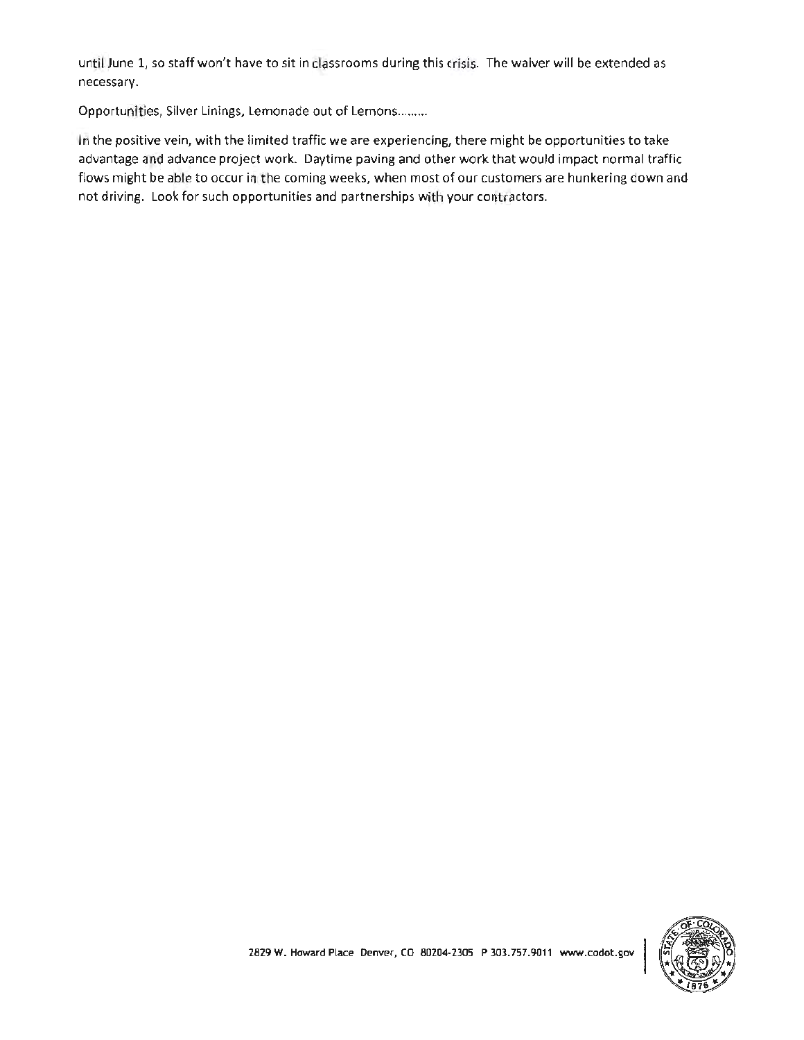until June 1, so staff won't have to sit in classrooms during this crisis. The waiver will be extended as necessary.

Opportunities, Silver Linings, Lemonade out of Lemons.........

In the positive vein, with the limited traffic we are experiencing, there might be opportunities to take advantage and advance project work. Daytime paving and other work that would impact normal traffic flows might be able to occur in the coming weeks, when most of our customers are hunkering down and not driving. Look for such opportunities and partnerships with your contractors.